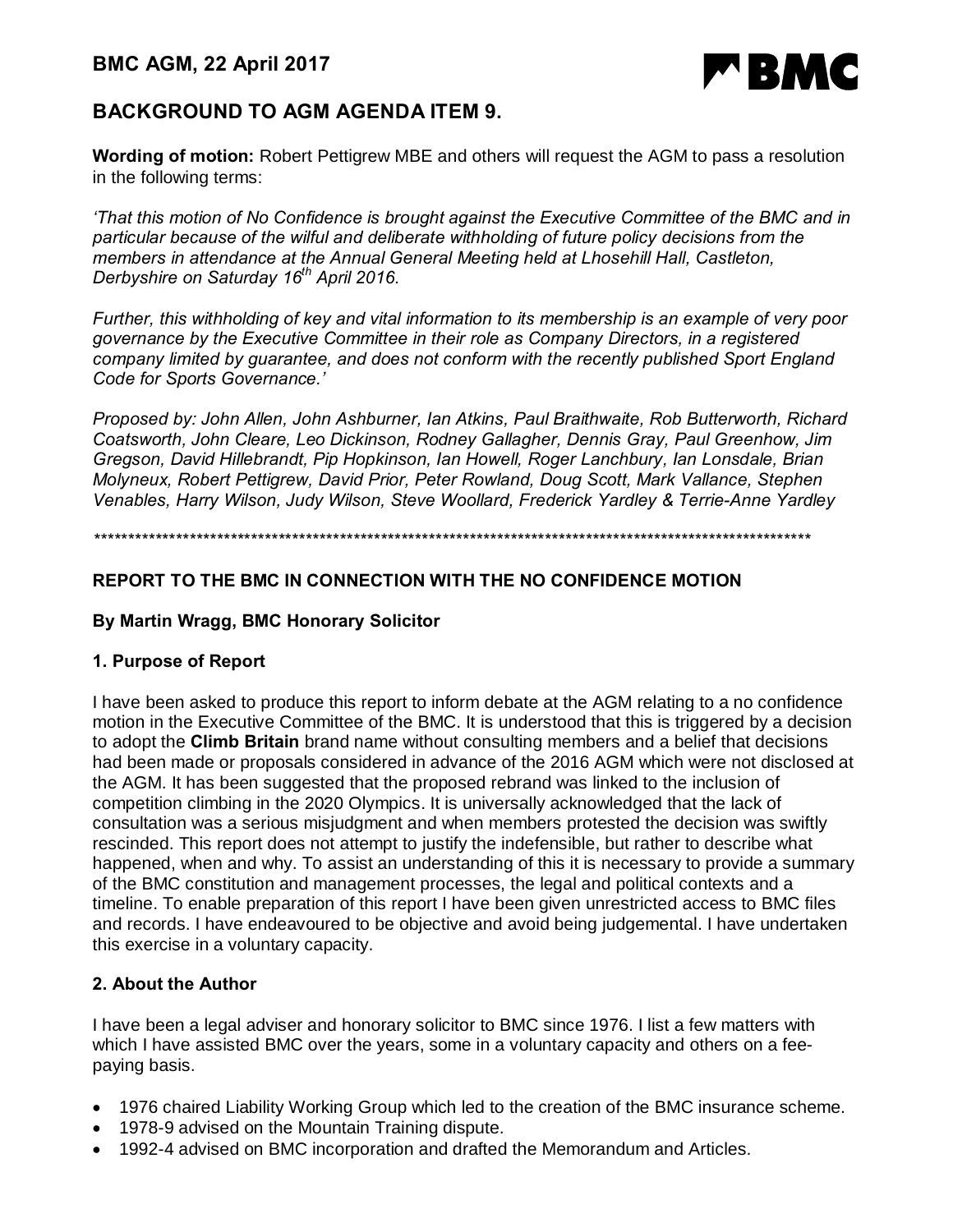# BMC AGM, 22 April 2017

## BACKGROUND TO AGM AGENDA ITEM 9.

**Wording of motion:** Robert Pettigrew MBE and others will request the AGM to pass a resolution in the following terms:

*'That this motion of No Confidence is brought against the Executive Committee of the BMC and in particular because of the wilful and deliberate withholding of future policy decisions from the members in attendance at the Annual General Meeting held at Lhosehill Hall, Castleton, Derbyshire on Saturday 16th April 2016.*

*Further, this withholding of key and vital information to its membership is an example of very poor governance by the Executive Committee in their role as Company Directors, in a registered company limited by guarantee, and does not conform with the recently published Sport England Code for Sports Governance.'*

*Proposed by: John Allen, John Ashburner, Ian Atkins, Paul Braithwaite, Rob Butterworth, Richard Coatsworth, John Cleare, Leo Dickinson, Rodney Gallagher, Dennis Gray, Paul Greenhow, Jim Gregson, David Hillebrandt, Pip Hopkinson, Ian Howell, Roger Lanchbury, Ian Lonsdale, Brian Molyneux, Robert Pettigrew, David Prior, Peter Rowland, Doug Scott, Mark Vallance, Stephen Venables, Harry Wilson, Judy Wilson, Steve Woollard, Frederick Yardley & Terrie-Anne Yardley*

*************************************************************************************************************

### REPORT TO THE BMC IN CONNECTION WITH THE NO CONFIDENCE MOTION

#### By Martin Wragg, BMC Honorary Solicitor

#### 1. Purpose of Report

I have been asked to produce this report to inform debate at the AGM relating to a no confidence motion in the Executive Committee of the BMC. It is understood that this is triggered by a decision to adopt the **Climb Britain** brand name without consulting members and a belief that decisions had been made or proposals considered in advance of the 2016 AGM which were not disclosed at the AGM. It has been suggested that the proposed rebrand was linked to the inclusion of competition climbing in the 2020 Olympics. It is universally acknowledged that the lack of consultation was a serious misjudgment and when members protested the decision was swiftly rescinded. This report does not attempt to justify the indefensible, but rather to describe what happened, when and why. To assist an understanding of this it is necessary to provide a summary of the BMC constitution and management processes, the legal and political contexts and a timeline. To enable preparation of this report I have been given unrestricted access to BMC files and records. I have endeavoured to be objective and avoid being judgemental. I have undertaken this exercise in a voluntary capacity.

#### 2. About the Author

I have been a legal adviser and honorary solicitor to BMC since 1976. I list a few matters with which I have assisted BMC over the years, some in a voluntary capacity and others on a fee-paying basis.

- 1976 chaired Liability Working Group which led to the creation of the BMC insurance scheme.
- 1978-9 advised on the Mountain Training dispute.
- 1992-4 advised on BMC incorporation and drafted the Memorandum and Articles.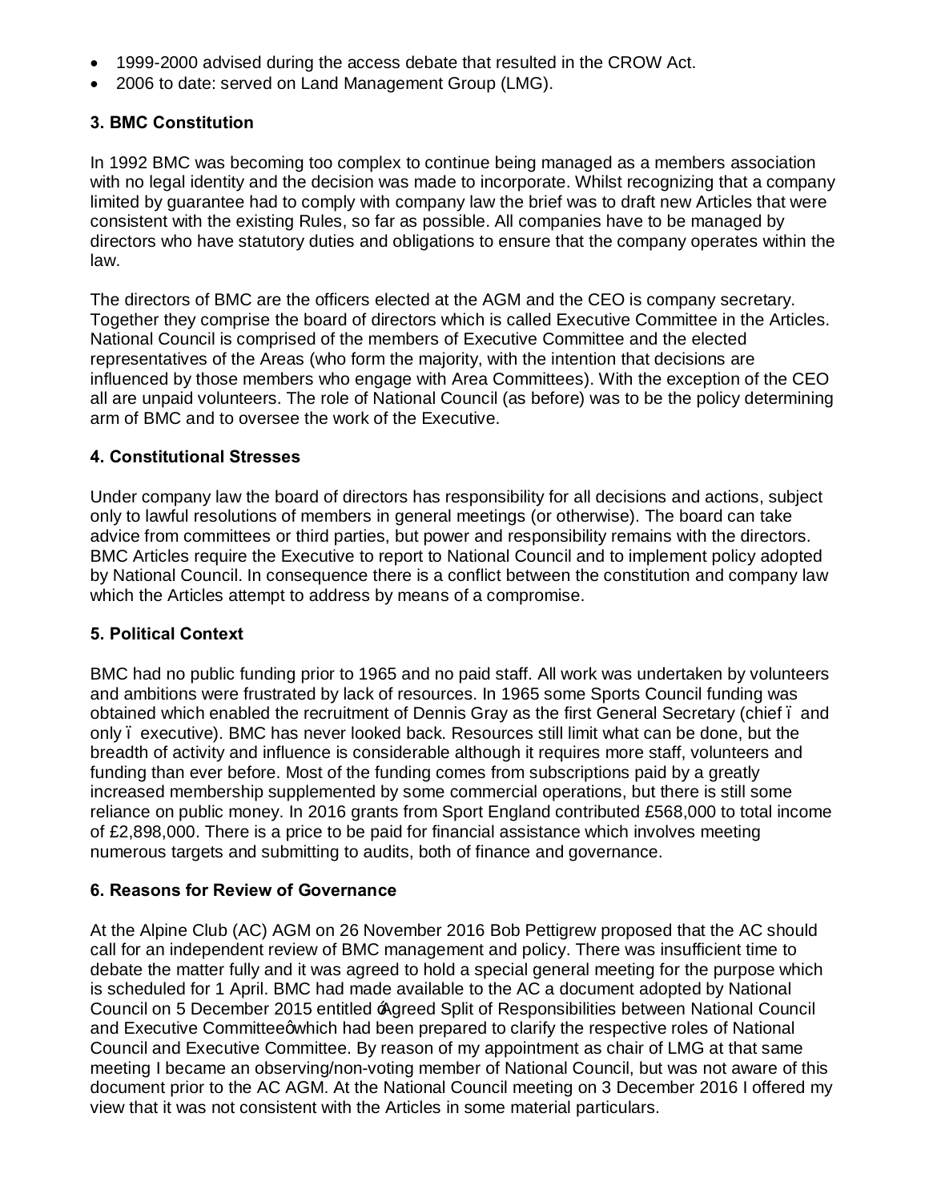- 1999-2000 advised during the access debate that resulted in the CROW Act.
- 2006 to date: served on Land Management Group (LMG).

### 3. BMC Constitution

In 1992 BMC was becoming too complex to continue being managed as a members association with no legal identity and the decision was made to incorporate. Whilst recognizing that a company limited by guarantee had to comply with company law the brief was to draft new Articles that were consistent with the existing Rules, so far as possible. All companies have to be managed by directors who have statutory duties and obligations to ensure that the company operates within the law.

The directors of BMC are the officers elected at the AGM and the CEO is company secretary. Together they comprise the board of directors which is called Executive Committee in the Articles. National Council is comprised of the members of Executive Committee and the elected representatives of the Areas (who form the majority, with the intention that decisions are influenced by those members who engage with Area Committees). With the exception of the CEO all are unpaid volunteers. The role of National Council (as before) was to be the policy determining arm of BMC and to oversee the work of the Executive.

### 4. Constitutional Stresses

Under company law the board of directors has responsibility for all decisions and actions, subject only to lawful resolutions of members in general meetings (or otherwise). The board can take advice from committees or third parties, but power and responsibility remains with the directors. BMC Articles require the Executive to report to National Council and to implement policy adopted by National Council. In consequence there is a conflict between the constitution and company law which the Articles attempt to address by means of a compromise.

### 5. Political Context

BMC had no public funding prior to 1965 and no paid staff. All work was undertaken by volunteers and ambitions were frustrated by lack of resources. In 1965 some Sports Council funding was obtained which enabled the recruitment of Dennis Gray as the first General Secretary (chief – and only – executive). BMC has never looked back. Resources still limit what can be done, but the breadth of activity and influence is considerable although it requires more staff, volunteers and funding than ever before. Most of the funding comes from subscriptions paid by a greatly increased membership supplemented by some commercial operations, but there is still some reliance on public money. In 2016 grants from Sport England contributed £568,000 to total income of £2,898,000. There is a price to be paid for financial assistance which involves meeting numerous targets and submitting to audits, both of finance and governance.

### 6. Reasons for Review of Governance

At the Alpine Club (AC) AGM on 26 November 2016 Bob Pettigrew proposed that the AC should call for an independent review of BMC management and policy. There was insufficient time to debate the matter fully and it was agreed to hold a special general meeting for the purpose which is scheduled for 1 April. BMC had made available to the AC a document adopted by National Council on 5 December 2015 entitled 'Agreed Split of Responsibilities between National Council and Executive Committee' which had been prepared to clarify the respective roles of National Council and Executive Committee. By reason of my appointment as chair of LMG at that same meeting I became an observing/non-voting member of National Council, but was not aware of this document prior to the AC AGM. At the National Council meeting on 3 December 2016 I offered my view that it was not consistent with the Articles in some material particulars.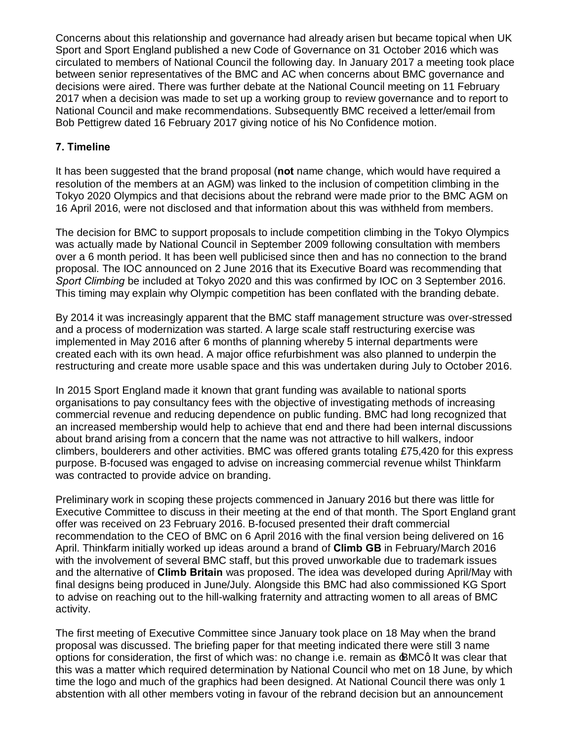Concerns about this relationship and governance had already arisen but became topical when UK Sport and Sport England published a new Code of Governance on 31 October 2016 which was circulated to members of National Council the following day. In January 2017 a meeting took place between senior representatives of the BMC and AC when concerns about BMC governance and decisions were aired. There was further debate at the National Council meeting on 11 February 2017 when a decision was made to set up a working group to review governance and to report to National Council and make recommendations. Subsequently BMC received a letter/email from Bob Pettigrew dated 16 February 2017 giving notice of his No Confidence motion.

**7. Timeline**

It has been suggested that the brand proposal (**not** name change, which would have required a resolution of the members at an AGM) was linked to the inclusion of competition climbing in the Tokyo 2020 Olympics and that decisions about the rebrand were made prior to the BMC AGM on 16 April 2016, were not disclosed and that information about this was withheld from members.

The decision for BMC to support proposals to include competition climbing in the Tokyo Olympics was actually made by National Council in September 2009 following consultation with members over a 6 month period. It has been well publicised since then and has no connection to the brand proposal. The IOC announced on 2 June 2016 that its Executive Board was recommending that *Sport Climbing* be included at Tokyo 2020 and this was confirmed by IOC on 3 September 2016. This timing may explain why Olympic competition has been conflated with the branding debate.

By 2014 it was increasingly apparent that the BMC staff management structure was over-stressed and a process of modernization was started. A large scale staff restructuring exercise was implemented in May 2016 after 6 months of planning whereby 5 internal departments were created each with its own head. A major office refurbishment was also planned to underpin the restructuring and create more usable space and this was undertaken during July to October 2016.

In 2015 Sport England made it known that grant funding was available to national sports organisations to pay consultancy fees with the objective of investigating methods of increasing commercial revenue and reducing dependence on public funding. BMC had long recognized that an increased membership would help to achieve that end and there had been internal discussions about brand arising from a concern that the name was not attractive to hill walkers, indoor climbers, boulderers and other activities. BMC was offered grants totaling £75,420 for this express purpose. B-focused was engaged to advise on increasing commercial revenue whilst Thinkfarm was contracted to provide advice on branding.

Preliminary work in scoping these projects commenced in January 2016 but there was little for Executive Committee to discuss in their meeting at the end of that month. The Sport England grant offer was received on 23 February 2016. B-focused presented their draft commercial recommendation to the CEO of BMC on 6 April 2016 with the final version being delivered on 16 April. Thinkfarm initially worked up ideas around a brand of **Climb GB** in February/March 2016 with the involvement of several BMC staff, but this proved unworkable due to trademark issues and the alternative of **Climb Britain** was proposed. The idea was developed during April/May with final designs being produced in June/July. Alongside this BMC had also commissioned KG Sport to advise on reaching out to the hill-walking fraternity and attracting women to all areas of BMC activity.

The first meeting of Executive Committee since January took place on 18 May when the brand proposal was discussed. The briefing paper for that meeting indicated there were still 3 name options for consideration, the first of which was: no change i.e. remain as 'BMC'. It was clear that this was a matter which required determination by National Council who met on 18 June, by which time the logo and much of the graphics had been designed. At National Council there was only 1 abstention with all other members voting in favour of the rebrand decision but an announcement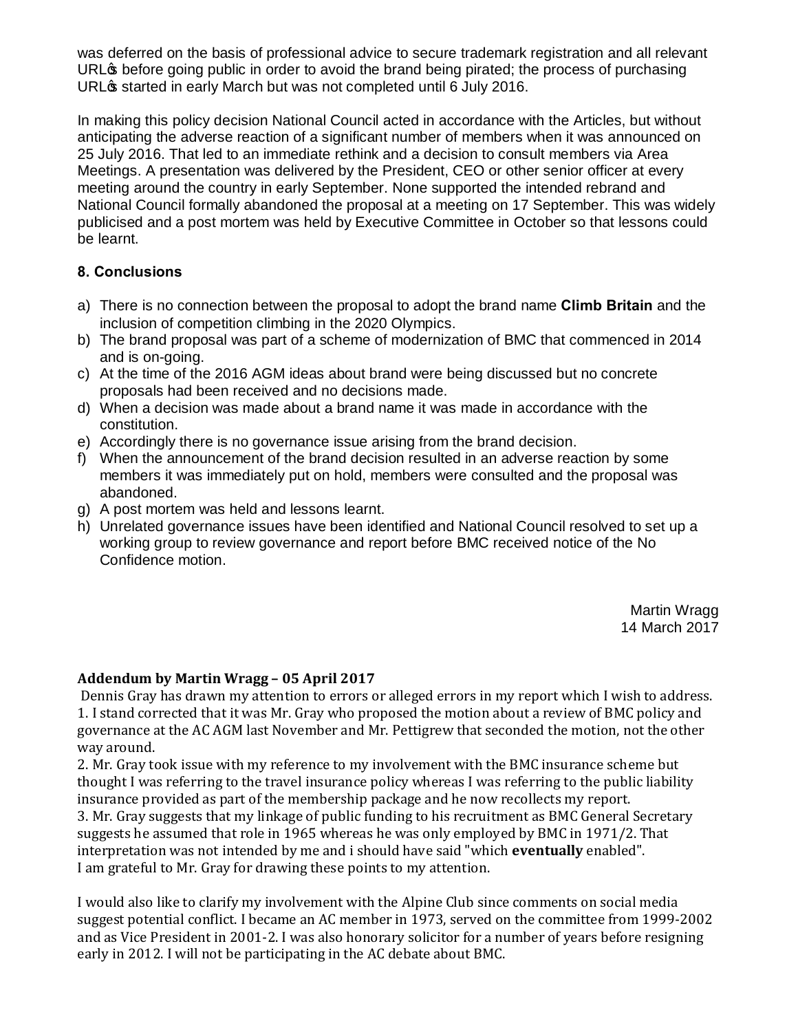was deferred on the basis of professional advice to secure trademark registration and all relevant URL's before going public in order to avoid the brand being pirated; the process of purchasing URL's started in early March but was not completed until 6 July 2016.

In making this policy decision National Council acted in accordance with the Articles, but without anticipating the adverse reaction of a significant number of members when it was announced on 25 July 2016. That led to an immediate rethink and a decision to consult members via Area Meetings. A presentation was delivered by the President, CEO or other senior officer at every meeting around the country in early September. None supported the intended rebrand and National Council formally abandoned the proposal at a meeting on 17 September. This was widely publicised and a post mortem was held by Executive Committee in October so that lessons could be learnt.

### 8. Conclusions

a) There is no connection between the proposal to adopt the brand name **Climb Britain** and the inclusion of competition climbing in the 2020 Olympics.
b) The brand proposal was part of a scheme of modernization of BMC that commenced in 2014 and is on-going.
c) At the time of the 2016 AGM ideas about brand were being discussed but no concrete proposals had been received and no decisions made.
d) When a decision was made about a brand name it was made in accordance with the constitution.
e) Accordingly there is no governance issue arising from the brand decision.
f) When the announcement of the brand decision resulted in an adverse reaction by some members it was immediately put on hold, members were consulted and the proposal was abandoned.
g) A post mortem was held and lessons learnt.
h) Unrelated governance issues have been identified and National Council resolved to set up a working group to review governance and report before BMC received notice of the No Confidence motion.

Martin Wragg
14 March 2017

**Addendum by Martin Wragg – 05 April 2017**

Dennis Gray has drawn my attention to errors or alleged errors in my report which I wish to address.
1. I stand corrected that it was Mr. Gray who proposed the motion about a review of BMC policy and governance at the AC AGM last November and Mr. Pettigrew that seconded the motion, not the other way around.
2. Mr. Gray took issue with my reference to my involvement with the BMC insurance scheme but thought I was referring to the travel insurance policy whereas I was referring to the public liability insurance provided as part of the membership package and he now recollects my report.
3. Mr. Gray suggests that my linkage of public funding to his recruitment as BMC General Secretary suggests he assumed that role in 1965 whereas he was only employed by BMC in 1971/2. That interpretation was not intended by me and i should have said "which **eventually** enabled".
I am grateful to Mr. Gray for drawing these points to my attention.

I would also like to clarify my involvement with the Alpine Club since comments on social media suggest potential conflict. I became an AC member in 1973, served on the committee from 1999-2002 and as Vice President in 2001-2. I was also honorary solicitor for a number of years before resigning early in 2012. I will not be participating in the AC debate about BMC.